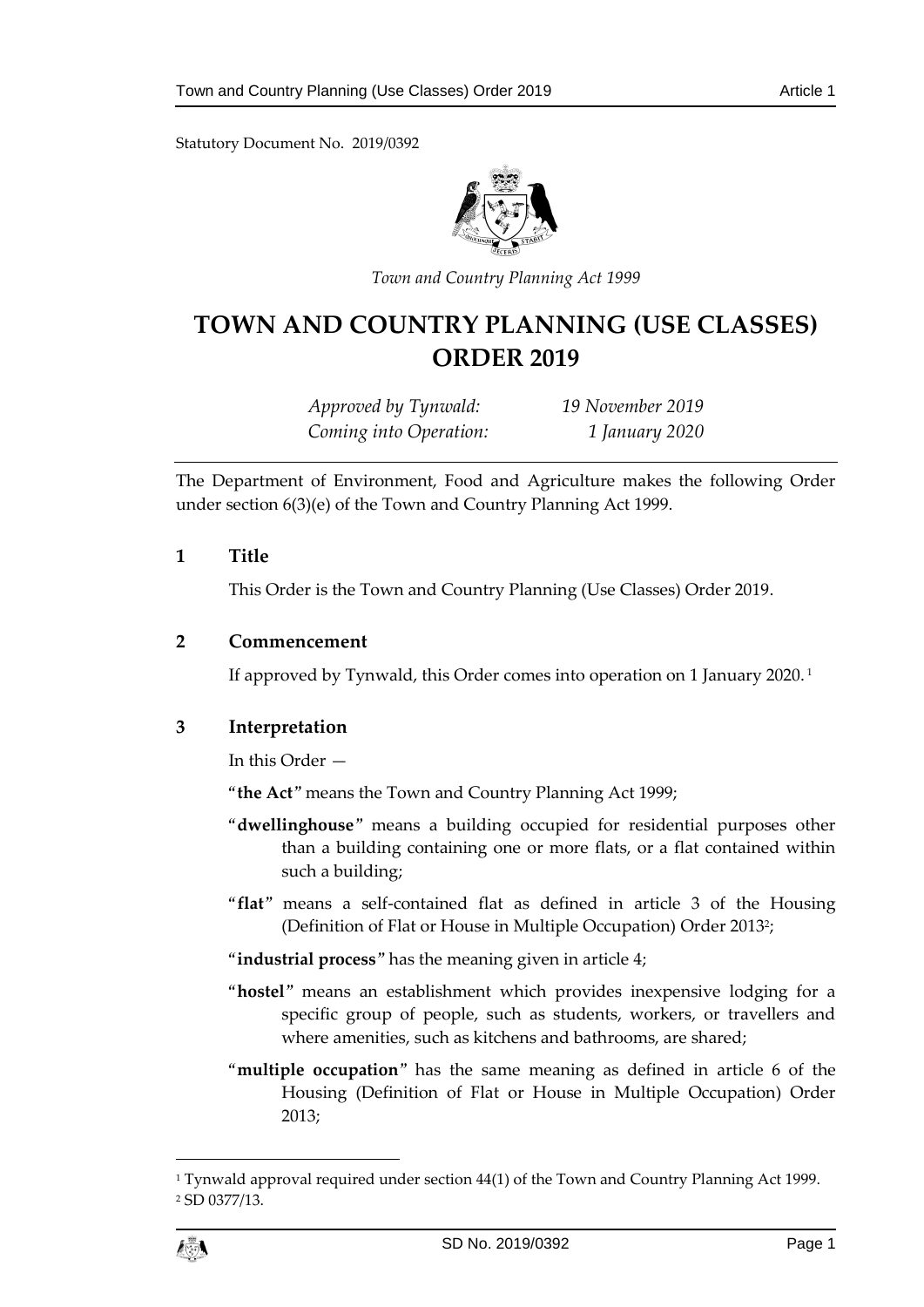Statutory Document No. 2019/0392

*Town and Country Planning Act 1999*

# TOWN AND COUNTRY PLANNING (USE CLASSES) ORDER 2019

*Approved by Tynwald:* *19 November 2019*
*Coming into Operation:* *1 January 2020*

The Department of Environment, Food and Agriculture makes the following Order under section 6(3)(e) of the Town and Country Planning Act 1999.

## 1 Title

This Order is the Town and Country Planning (Use Classes) Order 2019.

## 2 Commencement

If approved by Tynwald, this Order comes into operation on 1 January 2020.[1]

## 3 Interpretation

In this Order —

"**the Act**" means the Town and Country Planning Act 1999;

"**dwellinghouse**" means a building occupied for residential purposes other than a building containing one or more flats, or a flat contained within such a building;

"**flat**" means a self-contained flat as defined in article 3 of the Housing (Definition of Flat or House in Multiple Occupation) Order 2013[2];

"**industrial process**" has the meaning given in article 4;

"**hostel**" means an establishment which provides inexpensive lodging for a specific group of people, such as students, workers, or travellers and where amenities, such as kitchens and bathrooms, are shared;

"**multiple occupation**" has the same meaning as defined in article 6 of the Housing (Definition of Flat or House in Multiple Occupation) Order 2013;

---

[1] Tynwald approval required under section 44(1) of the Town and Country Planning Act 1999.
[2] SD 0377/13.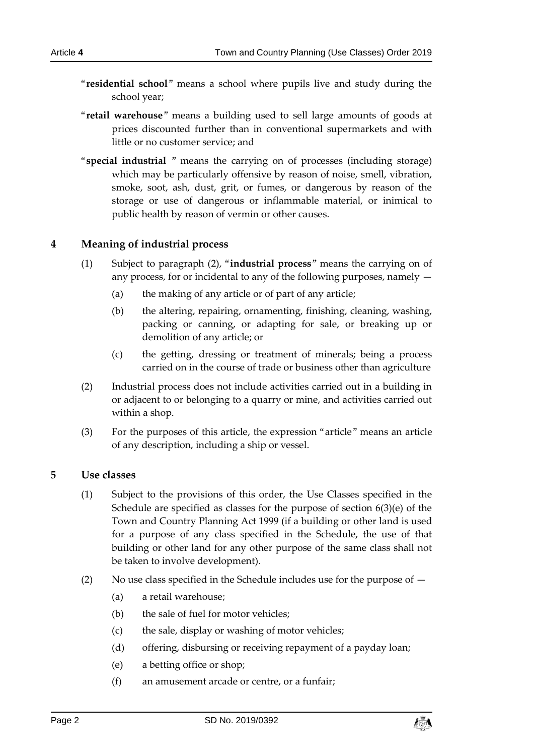"**residential school**" means a school where pupils live and study during the school year;

"**retail warehouse**" means a building used to sell large amounts of goods at prices discounted further than in conventional supermarkets and with little or no customer service; and

"**special industrial** " means the carrying on of processes (including storage) which may be particularly offensive by reason of noise, smell, vibration, smoke, soot, ash, dust, grit, or fumes, or dangerous by reason of the storage or use of dangerous or inflammable material, or inimical to public health by reason of vermin or other causes.

## 4 Meaning of industrial process

(1) Subject to paragraph (2), "**industrial process**" means the carrying on of any process, for or incidental to any of the following purposes, namely —

(a) the making of any article or of part of any article;

(b) the altering, repairing, ornamenting, finishing, cleaning, washing, packing or canning, or adapting for sale, or breaking up or demolition of any article; or

(c) the getting, dressing or treatment of minerals; being a process carried on in the course of trade or business other than agriculture

(2) Industrial process does not include activities carried out in a building in or adjacent to or belonging to a quarry or mine, and activities carried out within a shop.

(3) For the purposes of this article, the expression "article" means an article of any description, including a ship or vessel.

## 5 Use classes

(1) Subject to the provisions of this order, the Use Classes specified in the Schedule are specified as classes for the purpose of section 6(3)(e) of the Town and Country Planning Act 1999 (if a building or other land is used for a purpose of any class specified in the Schedule, the use of that building or other land for any other purpose of the same class shall not be taken to involve development).

(2) No use class specified in the Schedule includes use for the purpose of —

(a) a retail warehouse;

(b) the sale of fuel for motor vehicles;

(c) the sale, display or washing of motor vehicles;

(d) offering, disbursing or receiving repayment of a payday loan;

(e) a betting office or shop;

(f) an amusement arcade or centre, or a funfair;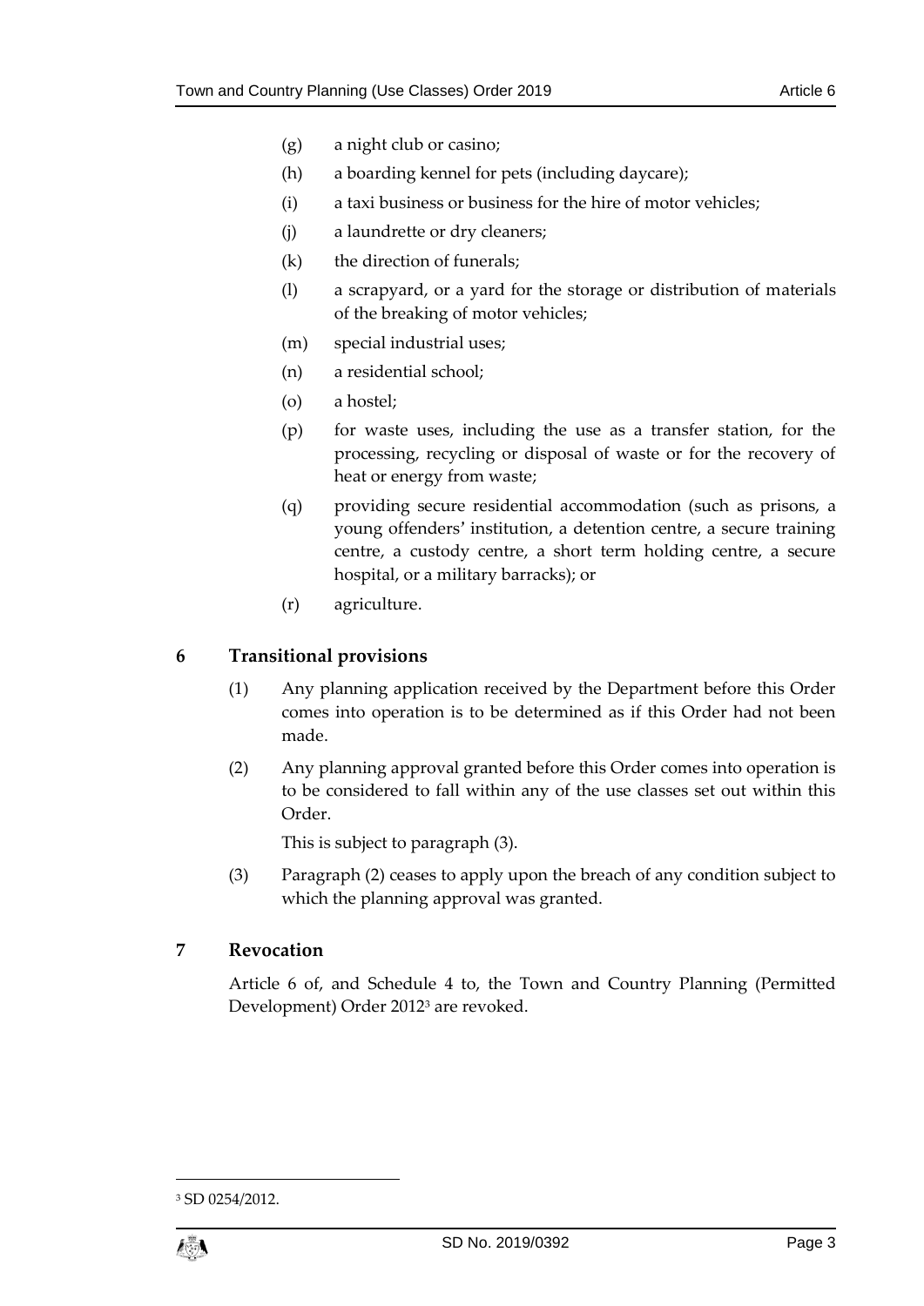(g) a night club or casino;

(h) a boarding kennel for pets (including daycare);

(i) a taxi business or business for the hire of motor vehicles;

(j) a laundrette or dry cleaners;

(k) the direction of funerals;

(l) a scrapyard, or a yard for the storage or distribution of materials of the breaking of motor vehicles;

(m) special industrial uses;

(n) a residential school;

(o) a hostel;

(p) for waste uses, including the use as a transfer station, for the processing, recycling or disposal of waste or for the recovery of heat or energy from waste;

(q) providing secure residential accommodation (such as prisons, a young offenders' institution, a detention centre, a secure training centre, a custody centre, a short term holding centre, a secure hospital, or a military barracks); or

(r) agriculture.

## 6 Transitional provisions

(1) Any planning application received by the Department before this Order comes into operation is to be determined as if this Order had not been made.

(2) Any planning approval granted before this Order comes into operation is to be considered to fall within any of the use classes set out within this Order.

This is subject to paragraph (3).

(3) Paragraph (2) ceases to apply upon the breach of any condition subject to which the planning approval was granted.

## 7 Revocation

Article 6 of, and Schedule 4 to, the Town and Country Planning (Permitted Development) Order 2012[3] are revoked.

---

[3] SD 0254/2012.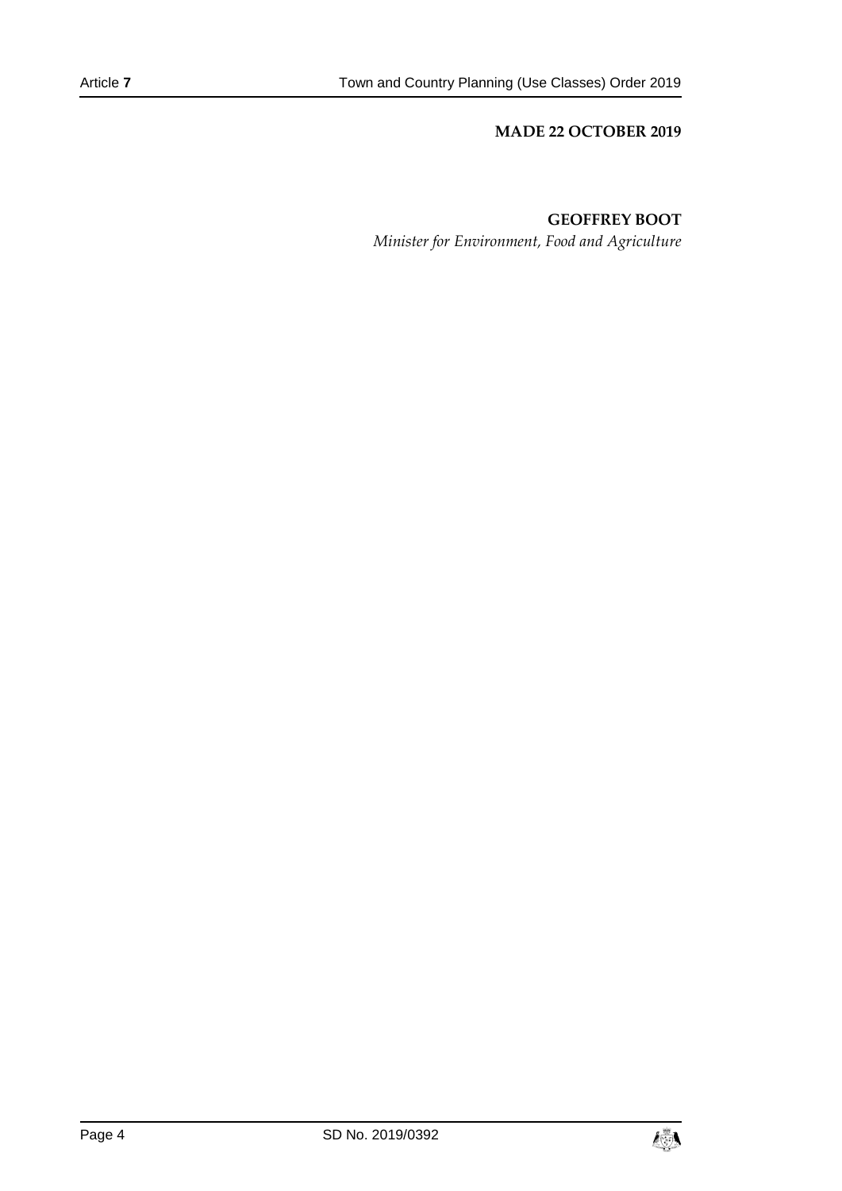**MADE 22 OCTOBER 2019**

**GEOFFREY BOOT**

*Minister for Environment, Food and Agriculture*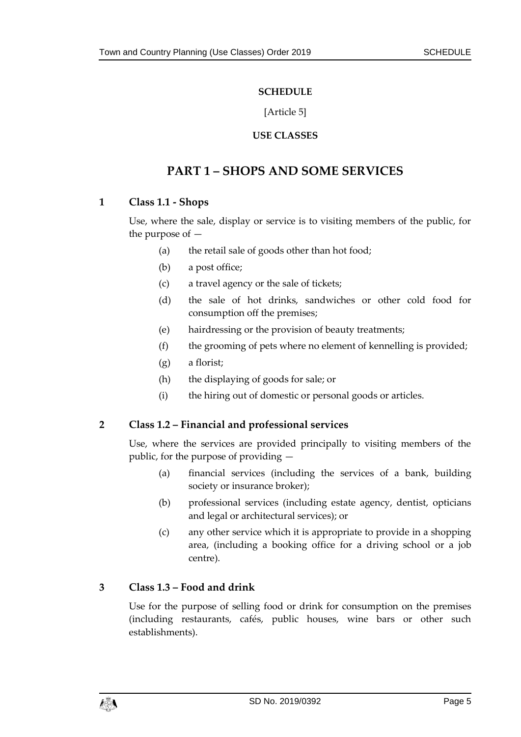## SCHEDULE

[Article 5]

**USE CLASSES**

# PART 1 – SHOPS AND SOME SERVICES

### 1 Class 1.1 - Shops

Use, where the sale, display or service is to visiting members of the public, for the purpose of —

- (a) the retail sale of goods other than hot food;
- (b) a post office;
- (c) a travel agency or the sale of tickets;
- (d) the sale of hot drinks, sandwiches or other cold food for consumption off the premises;
- (e) hairdressing or the provision of beauty treatments;
- (f) the grooming of pets where no element of kennelling is provided;
- (g) a florist;
- (h) the displaying of goods for sale; or
- (i) the hiring out of domestic or personal goods or articles.

### 2 Class 1.2 – Financial and professional services

Use, where the services are provided principally to visiting members of the public, for the purpose of providing —

- (a) financial services (including the services of a bank, building society or insurance broker);
- (b) professional services (including estate agency, dentist, opticians and legal or architectural services); or
- (c) any other service which it is appropriate to provide in a shopping area, (including a booking office for a driving school or a job centre).

### 3 Class 1.3 – Food and drink

Use for the purpose of selling food or drink for consumption on the premises (including restaurants, cafés, public houses, wine bars or other such establishments).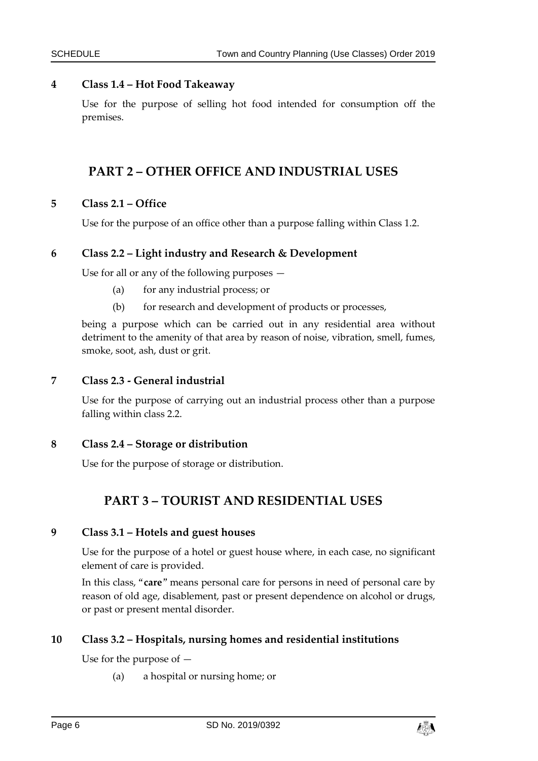**4 Class 1.4 – Hot Food Takeaway**

Use for the purpose of selling hot food intended for consumption off the premises.

## PART 2 – OTHER OFFICE AND INDUSTRIAL USES

**5 Class 2.1 – Office**

Use for the purpose of an office other than a purpose falling within Class 1.2.

**6 Class 2.2 – Light industry and Research & Development**

Use for all or any of the following purposes —

(a) for any industrial process; or

(b) for research and development of products or processes,

being a purpose which can be carried out in any residential area without detriment to the amenity of that area by reason of noise, vibration, smell, fumes, smoke, soot, ash, dust or grit.

**7 Class 2.3 - General industrial**

Use for the purpose of carrying out an industrial process other than a purpose falling within class 2.2.

**8 Class 2.4 – Storage or distribution**

Use for the purpose of storage or distribution.

## PART 3 – TOURIST AND RESIDENTIAL USES

**9 Class 3.1 – Hotels and guest houses**

Use for the purpose of a hotel or guest house where, in each case, no significant element of care is provided.

In this class, "**care**" means personal care for persons in need of personal care by reason of old age, disablement, past or present dependence on alcohol or drugs, or past or present mental disorder.

**10 Class 3.2 – Hospitals, nursing homes and residential institutions**

Use for the purpose of —

(a) a hospital or nursing home; or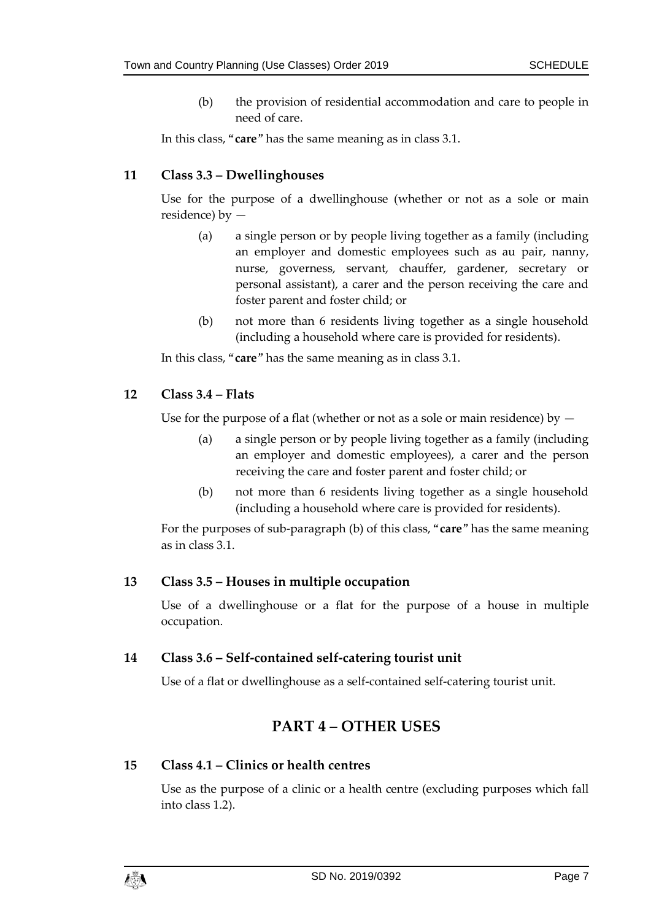(b) the provision of residential accommodation and care to people in need of care.

In this class, "**care**" has the same meaning as in class 3.1.

## 11 Class 3.3 – Dwellinghouses

Use for the purpose of a dwellinghouse (whether or not as a sole or main residence) by —

(a) a single person or by people living together as a family (including an employer and domestic employees such as au pair, nanny, nurse, governess, servant, chauffer, gardener, secretary or personal assistant), a carer and the person receiving the care and foster parent and foster child; or

(b) not more than 6 residents living together as a single household (including a household where care is provided for residents).

In this class, "**care**" has the same meaning as in class 3.1.

## 12 Class 3.4 – Flats

Use for the purpose of a flat (whether or not as a sole or main residence) by —

(a) a single person or by people living together as a family (including an employer and domestic employees), a carer and the person receiving the care and foster parent and foster child; or

(b) not more than 6 residents living together as a single household (including a household where care is provided for residents).

For the purposes of sub-paragraph (b) of this class, "**care**" has the same meaning as in class 3.1.

## 13 Class 3.5 – Houses in multiple occupation

Use of a dwellinghouse or a flat for the purpose of a house in multiple occupation.

## 14 Class 3.6 – Self-contained self-catering tourist unit

Use of a flat or dwellinghouse as a self-contained self-catering tourist unit.

# PART 4 – OTHER USES

## 15 Class 4.1 – Clinics or health centres

Use as the purpose of a clinic or a health centre (excluding purposes which fall into class 1.2).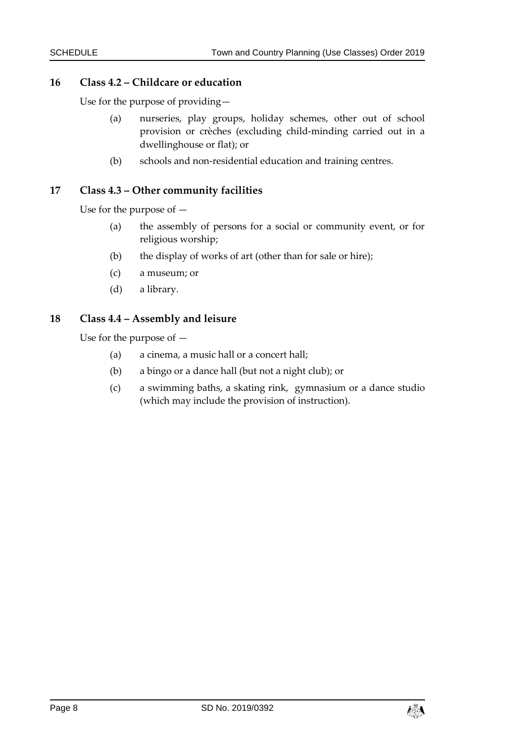### 16 Class 4.2 – Childcare or education

Use for the purpose of providing—

- (a) nurseries, play groups, holiday schemes, other out of school provision or crèches (excluding child-minding carried out in a dwellinghouse or flat); or
- (b) schools and non-residential education and training centres.

### 17 Class 4.3 – Other community facilities

Use for the purpose of —

- (a) the assembly of persons for a social or community event, or for religious worship;
- (b) the display of works of art (other than for sale or hire);
- (c) a museum; or
- (d) a library.

### 18 Class 4.4 – Assembly and leisure

Use for the purpose of —

- (a) a cinema, a music hall or a concert hall;
- (b) a bingo or a dance hall (but not a night club); or
- (c) a swimming baths, a skating rink, gymnasium or a dance studio (which may include the provision of instruction).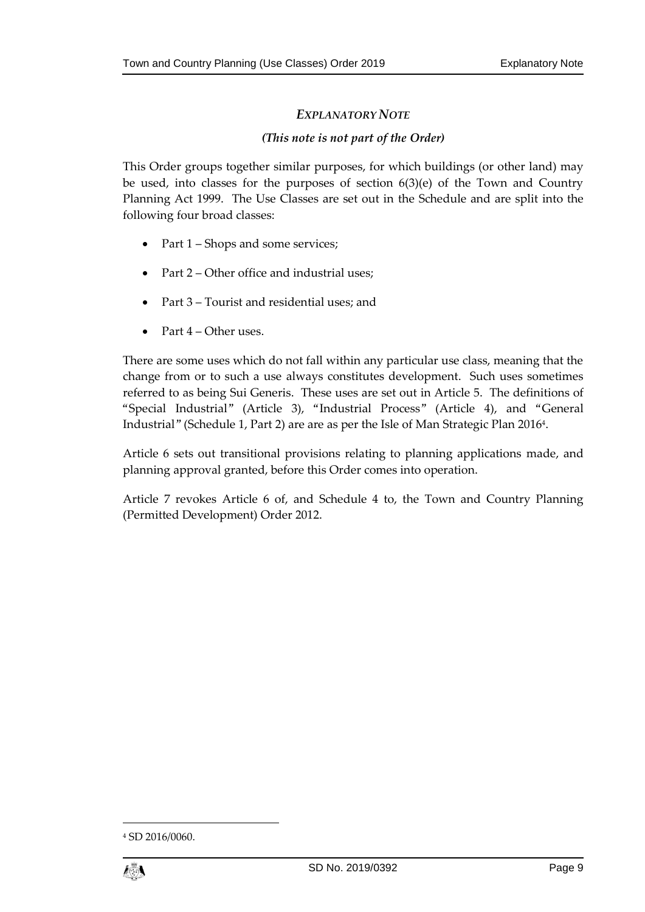## *EXPLANATORY NOTE*

***(This note is not part of the Order)***

This Order groups together similar purposes, for which buildings (or other land) may be used, into classes for the purposes of section 6(3)(e) of the Town and Country Planning Act 1999. The Use Classes are set out in the Schedule and are split into the following four broad classes:

- Part 1 – Shops and some services;
- Part 2 – Other office and industrial uses;
- Part 3 – Tourist and residential uses; and
- Part 4 – Other uses.

There are some uses which do not fall within any particular use class, meaning that the change from or to such a use always constitutes development. Such uses sometimes referred to as being Sui Generis. These uses are set out in Article 5. The definitions of "Special Industrial" (Article 3), "Industrial Process" (Article 4), and "General Industrial" (Schedule 1, Part 2) are are as per the Isle of Man Strategic Plan 2016[4].

Article 6 sets out transitional provisions relating to planning applications made, and planning approval granted, before this Order comes into operation.

Article 7 revokes Article 6 of, and Schedule 4 to, the Town and Country Planning (Permitted Development) Order 2012.

[4] SD 2016/0060.